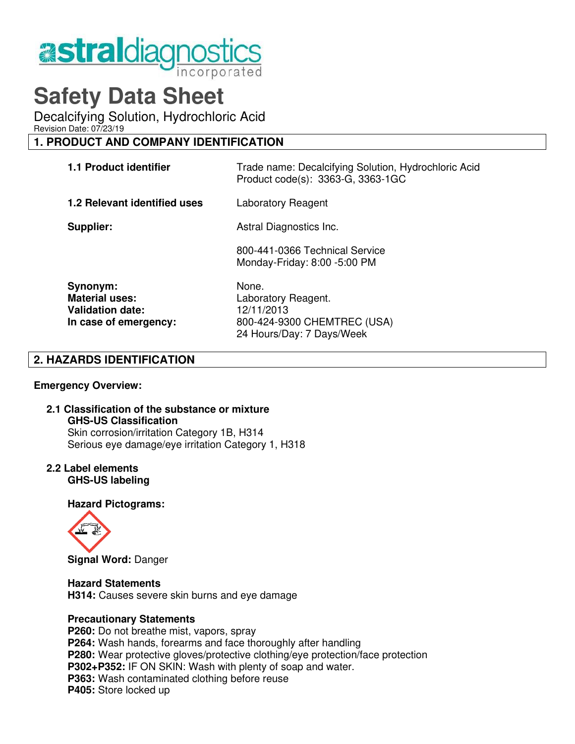# Safety Data Sheet

Decalcifying Solution, Hydrochloric Acid

Revision Date: 07/23/19

## 1. PRODUCT AND COMPANY IDENTIFICATION

| | |
|---|---|
| **1.1 Product identifier** | Trade name: Decalcifying Solution, Hydrochloric Acid<br>Product code(s): 3363-G, 3363-1GC |
| **1.2 Relevant identified uses** | Laboratory Reagent |
| **Supplier:** | Astral Diagnostics Inc.<br><br>800-441-0366 Technical Service<br>Monday-Friday: 8:00 -5:00 PM |
| **Synonym:** | None. |
| **Material uses:** | Laboratory Reagent. |
| **Validation date:** | 12/11/2013 |
| **In case of emergency:** | 800-424-9300 CHEMTREC (USA)<br>24 Hours/Day: 7 Days/Week |

## 2. HAZARDS IDENTIFICATION

**Emergency Overview:**

### 2.1 Classification of the substance or mixture

**GHS-US Classification**

Skin corrosion/irritation Category 1B, H314

Serious eye damage/eye irritation Category 1, H318

### 2.2 Label elements

**GHS-US labeling**

**Hazard Pictograms:**

**Signal Word:** Danger

**Hazard Statements**

**H314:** Causes severe skin burns and eye damage

**Precautionary Statements**

**P260:** Do not breathe mist, vapors, spray

**P264:** Wash hands, forearms and face thoroughly after handling

**P280:** Wear protective gloves/protective clothing/eye protection/face protection

**P302+P352:** IF ON SKIN: Wash with plenty of soap and water.

**P363:** Wash contaminated clothing before reuse

**P405:** Store locked up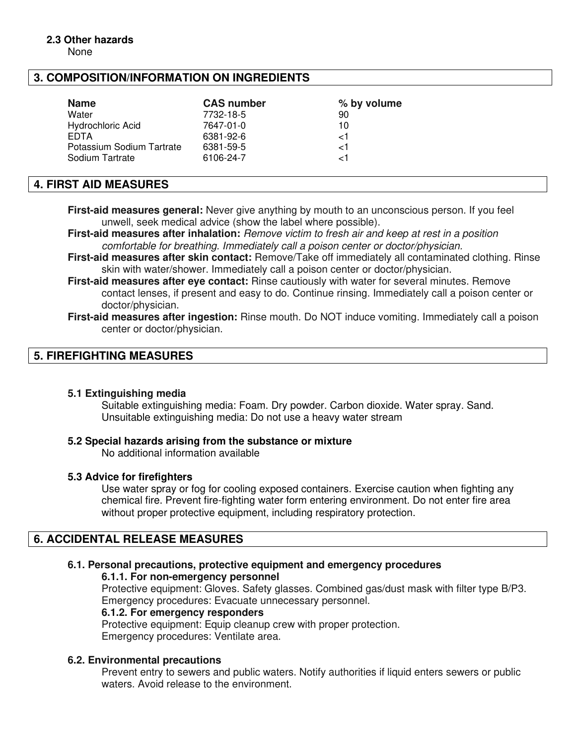### 2.3 Other hazards

None

## 3. COMPOSITION/INFORMATION ON INGREDIENTS

| Name | CAS number | % by volume |
|---|---|---|
| Water | 7732-18-5 | 90 |
| Hydrochloric Acid | 7647-01-0 | 10 |
| EDTA | 6381-92-6 | <1 |
| Potassium Sodium Tartrate | 6381-59-5 | <1 |
| Sodium Tartrate | 6106-24-7 | <1 |

## 4. FIRST AID MEASURES

**First-aid measures general:** Never give anything by mouth to an unconscious person. If you feel unwell, seek medical advice (show the label where possible).

**First-aid measures after inhalation:** *Remove victim to fresh air and keep at rest in a position comfortable for breathing. Immediately call a poison center or doctor/physician.*

**First-aid measures after skin contact:** Remove/Take off immediately all contaminated clothing. Rinse skin with water/shower. Immediately call a poison center or doctor/physician.

**First-aid measures after eye contact:** Rinse cautiously with water for several minutes. Remove contact lenses, if present and easy to do. Continue rinsing. Immediately call a poison center or doctor/physician.

**First-aid measures after ingestion:** Rinse mouth. Do NOT induce vomiting. Immediately call a poison center or doctor/physician.

## 5. FIREFIGHTING MEASURES

### 5.1 Extinguishing media

Suitable extinguishing media: Foam. Dry powder. Carbon dioxide. Water spray. Sand.
Unsuitable extinguishing media: Do not use a heavy water stream

### 5.2 Special hazards arising from the substance or mixture

No additional information available

### 5.3 Advice for firefighters

Use water spray or fog for cooling exposed containers. Exercise caution when fighting any chemical fire. Prevent fire-fighting water form entering environment. Do not enter fire area without proper protective equipment, including respiratory protection.

## 6. ACCIDENTAL RELEASE MEASURES

### 6.1. Personal precautions, protective equipment and emergency procedures

#### 6.1.1. For non-emergency personnel

Protective equipment: Gloves. Safety glasses. Combined gas/dust mask with filter type B/P3.
Emergency procedures: Evacuate unnecessary personnel.

#### 6.1.2. For emergency responders

Protective equipment: Equip cleanup crew with proper protection.
Emergency procedures: Ventilate area.

### 6.2. Environmental precautions

Prevent entry to sewers and public waters. Notify authorities if liquid enters sewers or public waters. Avoid release to the environment.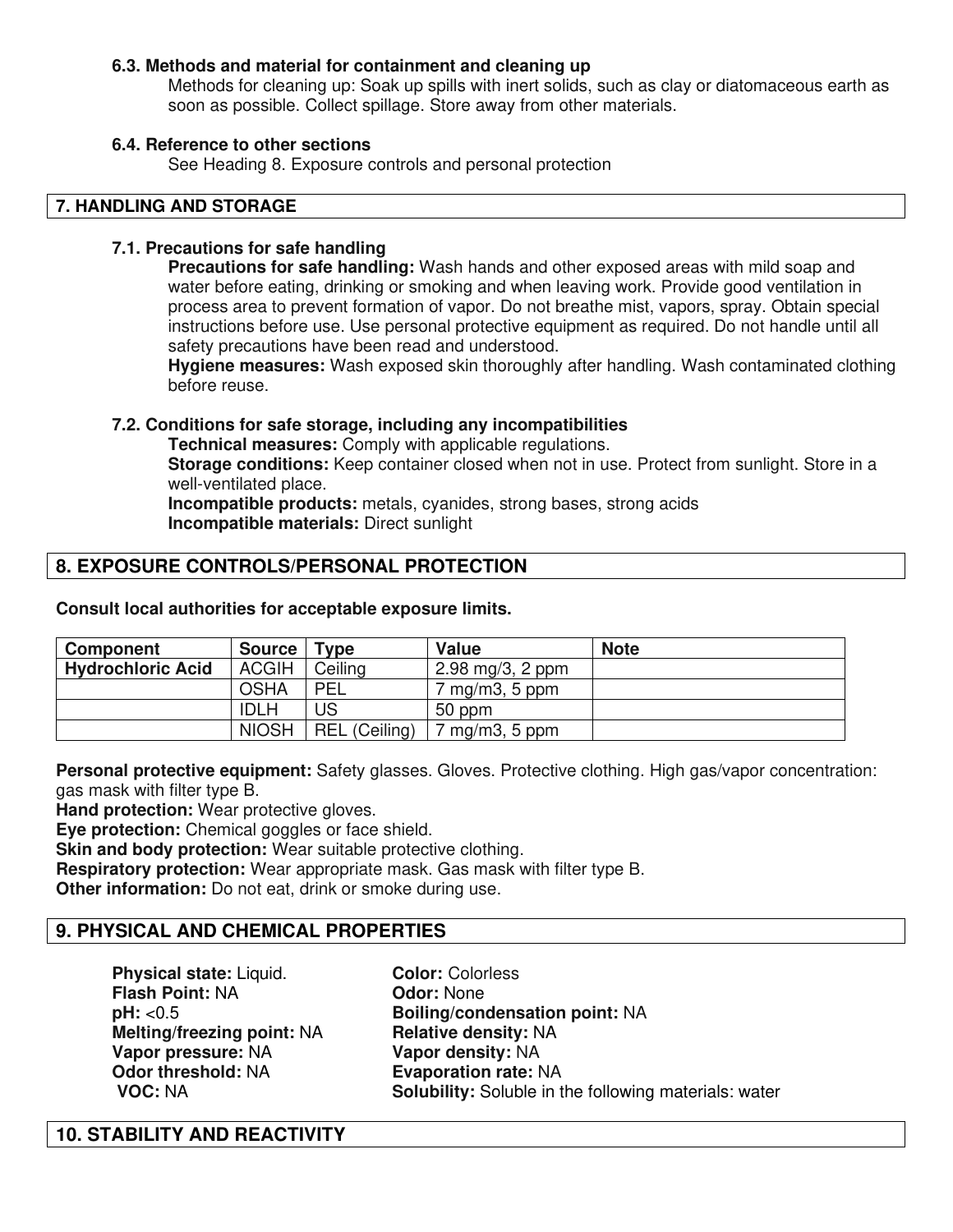### 6.3. Methods and material for containment and cleaning up

Methods for cleaning up: Soak up spills with inert solids, such as clay or diatomaceous earth as soon as possible. Collect spillage. Store away from other materials.

### 6.4. Reference to other sections

See Heading 8. Exposure controls and personal protection

## 7. HANDLING AND STORAGE

### 7.1. Precautions for safe handling

**Precautions for safe handling:** Wash hands and other exposed areas with mild soap and water before eating, drinking or smoking and when leaving work. Provide good ventilation in process area to prevent formation of vapor. Do not breathe mist, vapors, spray. Obtain special instructions before use. Use personal protective equipment as required. Do not handle until all safety precautions have been read and understood.

**Hygiene measures:** Wash exposed skin thoroughly after handling. Wash contaminated clothing before reuse.

### 7.2. Conditions for safe storage, including any incompatibilities

**Technical measures:** Comply with applicable regulations.

**Storage conditions:** Keep container closed when not in use. Protect from sunlight. Store in a well-ventilated place.

**Incompatible products:** metals, cyanides, strong bases, strong acids

**Incompatible materials:** Direct sunlight

## 8. EXPOSURE CONTROLS/PERSONAL PROTECTION

**Consult local authorities for acceptable exposure limits.**

| Component | Source | Type | Value | Note |
|---|---|---|---|---|
| **Hydrochloric Acid** | ACGIH | Ceiling | 2.98 mg/3, 2 ppm | |
| | OSHA | PEL | 7 mg/m3, 5 ppm | |
| | IDLH | US | 50 ppm | |
| | NIOSH | REL (Ceiling) | 7 mg/m3, 5 ppm | |

**Personal protective equipment:** Safety glasses. Gloves. Protective clothing. High gas/vapor concentration: gas mask with filter type B.

**Hand protection:** Wear protective gloves.

**Eye protection:** Chemical goggles or face shield.

**Skin and body protection:** Wear suitable protective clothing.

**Respiratory protection:** Wear appropriate mask. Gas mask with filter type B.

**Other information:** Do not eat, drink or smoke during use.

## 9. PHYSICAL AND CHEMICAL PROPERTIES

**Physical state:** Liquid.
**Flash Point:** NA
**pH:** <0.5
**Melting/freezing point:** NA
**Vapor pressure:** NA
**Odor threshold:** NA
**VOC:** NA
**Color:** Colorless
**Odor:** None
**Boiling/condensation point:** NA
**Relative density:** NA
**Vapor density:** NA
**Evaporation rate:** NA
**Solubility:** Soluble in the following materials: water

## 10. STABILITY AND REACTIVITY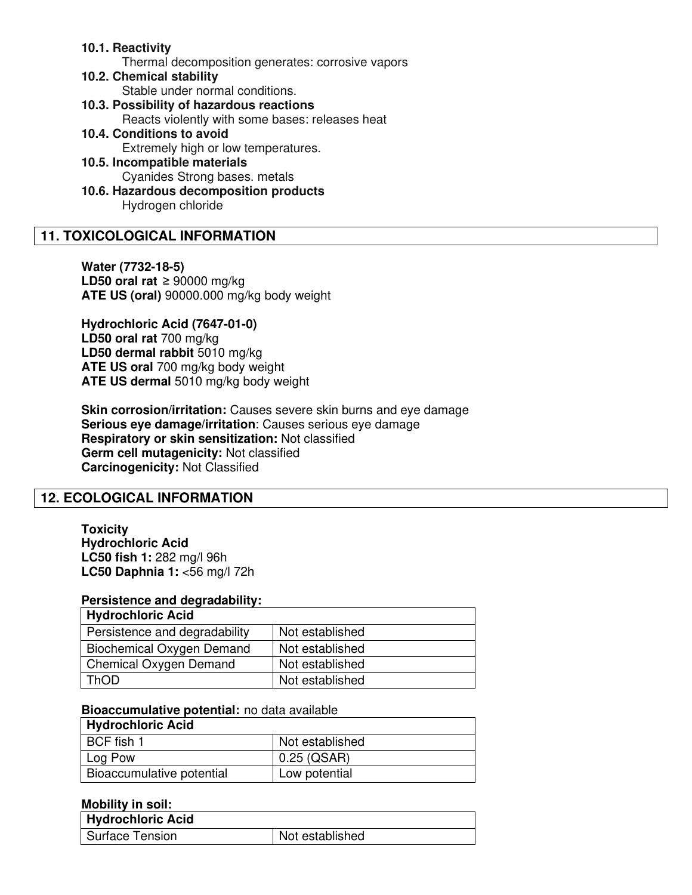**10.1. Reactivity**

Thermal decomposition generates: corrosive vapors

**10.2. Chemical stability**

Stable under normal conditions.

**10.3. Possibility of hazardous reactions**

Reacts violently with some bases: releases heat

**10.4. Conditions to avoid**

Extremely high or low temperatures.

**10.5. Incompatible materials**

Cyanides Strong bases. metals

**10.6. Hazardous decomposition products**

Hydrogen chloride

## 11. TOXICOLOGICAL INFORMATION

**Water (7732-18-5)**
**LD50 oral rat** ≥ 90000 mg/kg
**ATE US (oral)** 90000.000 mg/kg body weight

**Hydrochloric Acid (7647-01-0)**
**LD50 oral rat** 700 mg/kg
**LD50 dermal rabbit** 5010 mg/kg
**ATE US oral** 700 mg/kg body weight
**ATE US dermal** 5010 mg/kg body weight

**Skin corrosion/irritation:** Causes severe skin burns and eye damage
**Serious eye damage/irritation**: Causes serious eye damage
**Respiratory or skin sensitization:** Not classified
**Germ cell mutagenicity:** Not classified
**Carcinogenicity:** Not Classified

## 12. ECOLOGICAL INFORMATION

**Toxicity**
**Hydrochloric Acid**
**LC50 fish 1:** 282 mg/l 96h
**LC50 Daphnia 1:** <56 mg/l 72h

**Persistence and degradability:**

| **Hydrochloric Acid** | |
|---|---|
| Persistence and degradability | Not established |
| Biochemical Oxygen Demand | Not established |
| Chemical Oxygen Demand | Not established |
| ThOD | Not established |

**Bioaccumulative potential:** no data available

| **Hydrochloric Acid** | |
|---|---|
| BCF fish 1 | Not established |
| Log Pow | 0.25 (QSAR) |
| Bioaccumulative potential | Low potential |

**Mobility in soil:**

| **Hydrochloric Acid** | |
|---|---|
| Surface Tension | Not established |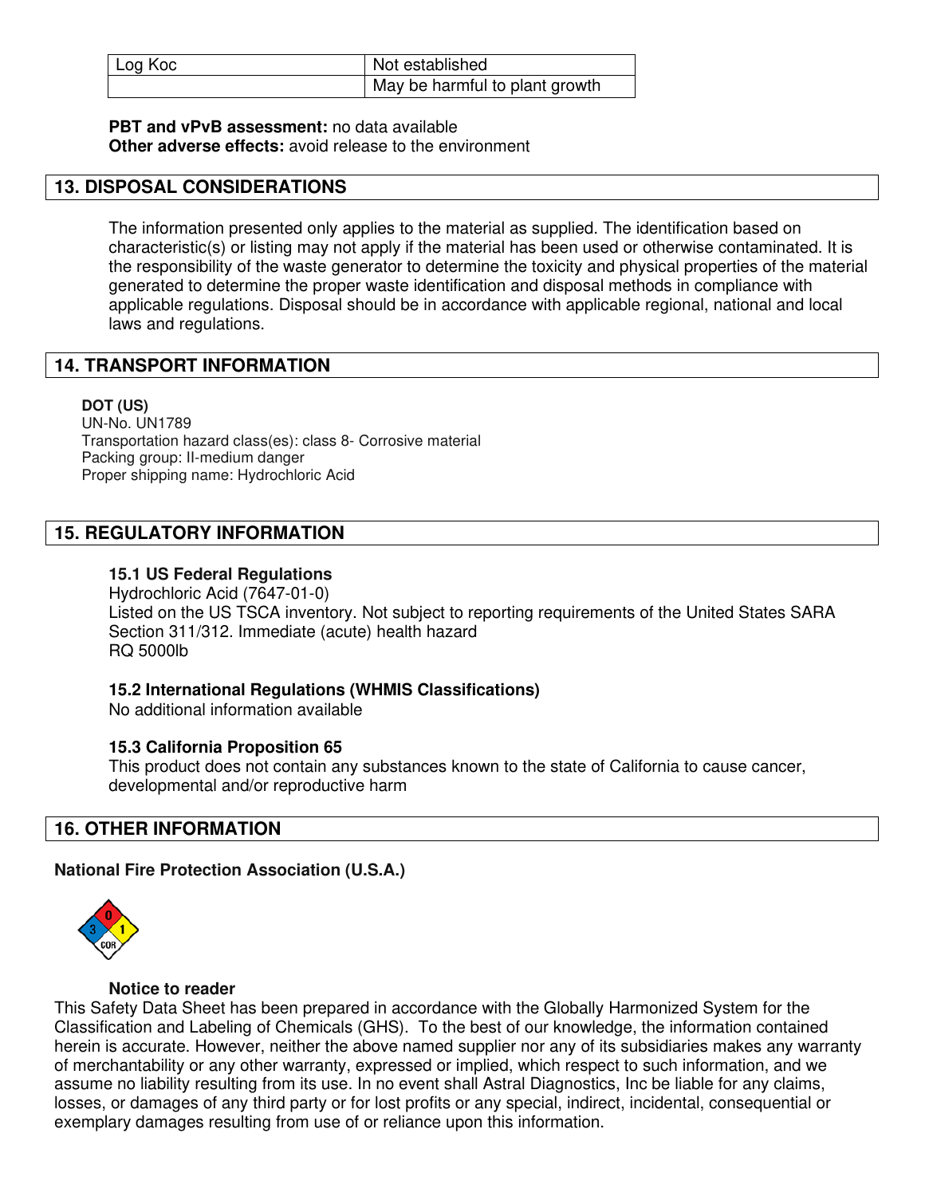| | |
|---|---|
| Log Koc | Not established |
| | May be harmful to plant growth |

**PBT and vPvB assessment:** no data available
**Other adverse effects:** avoid release to the environment

## 13. DISPOSAL CONSIDERATIONS

The information presented only applies to the material as supplied. The identification based on characteristic(s) or listing may not apply if the material has been used or otherwise contaminated. It is the responsibility of the waste generator to determine the toxicity and physical properties of the material generated to determine the proper waste identification and disposal methods in compliance with applicable regulations. Disposal should be in accordance with applicable regional, national and local laws and regulations.

## 14. TRANSPORT INFORMATION

**DOT (US)**
UN-No. UN1789
Transportation hazard class(es): class 8- Corrosive material
Packing group: II-medium danger
Proper shipping name: Hydrochloric Acid

## 15. REGULATORY INFORMATION

### 15.1 US Federal Regulations

Hydrochloric Acid (7647-01-0)
Listed on the US TSCA inventory. Not subject to reporting requirements of the United States SARA Section 311/312. Immediate (acute) health hazard
RQ 5000lb

### 15.2 International Regulations (WHMIS Classifications)

No additional information available

### 15.3 California Proposition 65

This product does not contain any substances known to the state of California to cause cancer, developmental and/or reproductive harm

## 16. OTHER INFORMATION

**National Fire Protection Association (U.S.A.)**

0
3 1
COR

**Notice to reader**

This Safety Data Sheet has been prepared in accordance with the Globally Harmonized System for the Classification and Labeling of Chemicals (GHS). To the best of our knowledge, the information contained herein is accurate. However, neither the above named supplier nor any of its subsidiaries makes any warranty of merchantability or any other warranty, expressed or implied, which respect to such information, and we assume no liability resulting from its use. In no event shall Astral Diagnostics, Inc be liable for any claims, losses, or damages of any third party or for lost profits or any special, indirect, incidental, consequential or exemplary damages resulting from use of or reliance upon this information.